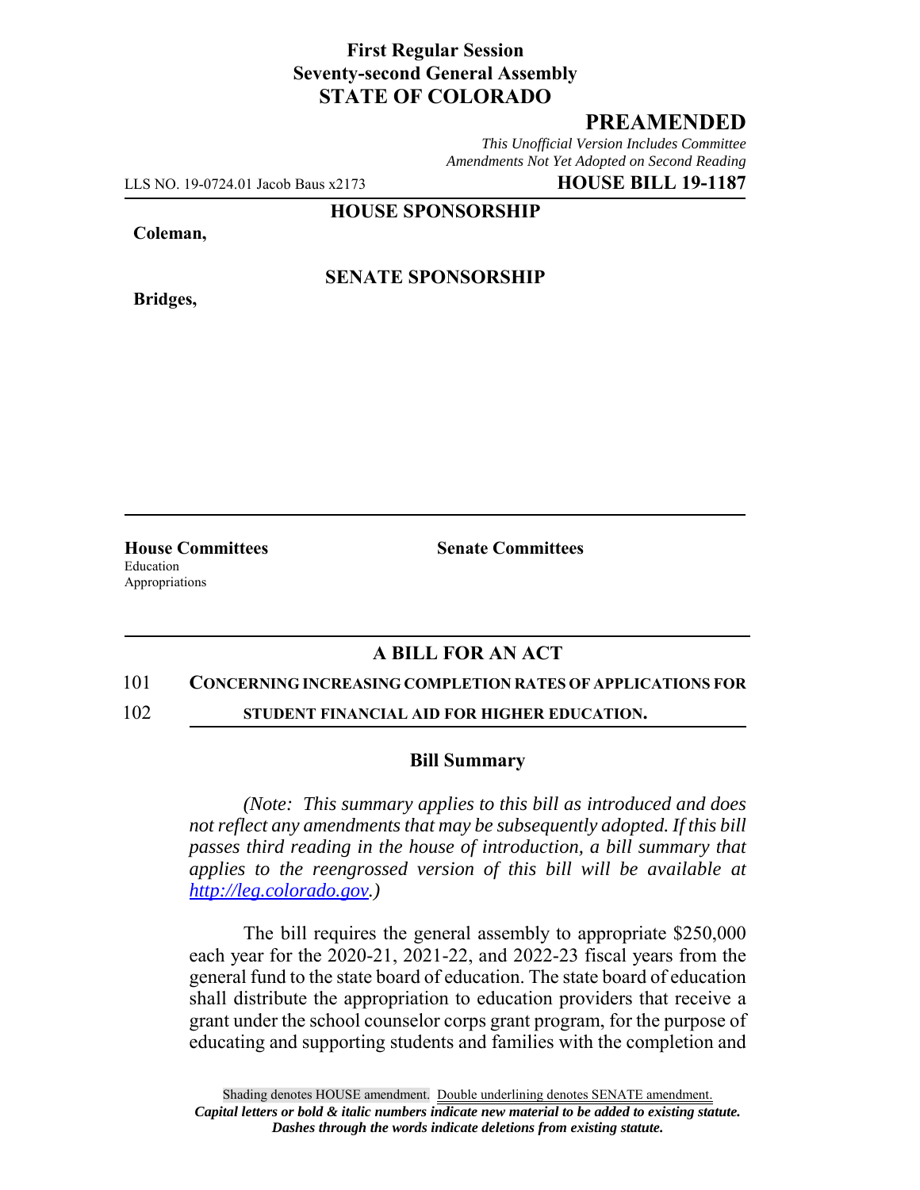**First Regular Session**
**Seventy-second General Assembly**
**STATE OF COLORADO**

# PREAMENDED

*This Unofficial Version Includes Committee Amendments Not Yet Adopted on Second Reading*

LLS NO. 19-0724.01 Jacob Baus x2173 **HOUSE BILL 19-1187**

**HOUSE SPONSORSHIP**

**Coleman,**

**SENATE SPONSORSHIP**

**Bridges,**

**House Committees**
Education
Appropriations

**Senate Committees**

## A BILL FOR AN ACT

101 **CONCERNING INCREASING COMPLETION RATES OF APPLICATIONS FOR**
102 **STUDENT FINANCIAL AID FOR HIGHER EDUCATION.**

### Bill Summary

*(Note: This summary applies to this bill as introduced and does not reflect any amendments that may be subsequently adopted. If this bill passes third reading in the house of introduction, a bill summary that applies to the reengrossed version of this bill will be available at http://leg.colorado.gov.)*

The bill requires the general assembly to appropriate $250,000 each year for the 2020-21, 2021-22, and 2022-23 fiscal years from the general fund to the state board of education. The state board of education shall distribute the appropriation to education providers that receive a grant under the school counselor corps grant program, for the purpose of educating and supporting students and families with the completion and

Shading denotes HOUSE amendment. Double underlining denotes SENATE amendment.
***Capital letters or bold & italic numbers indicate new material to be added to existing statute.***
***Dashes through the words indicate deletions from existing statute.***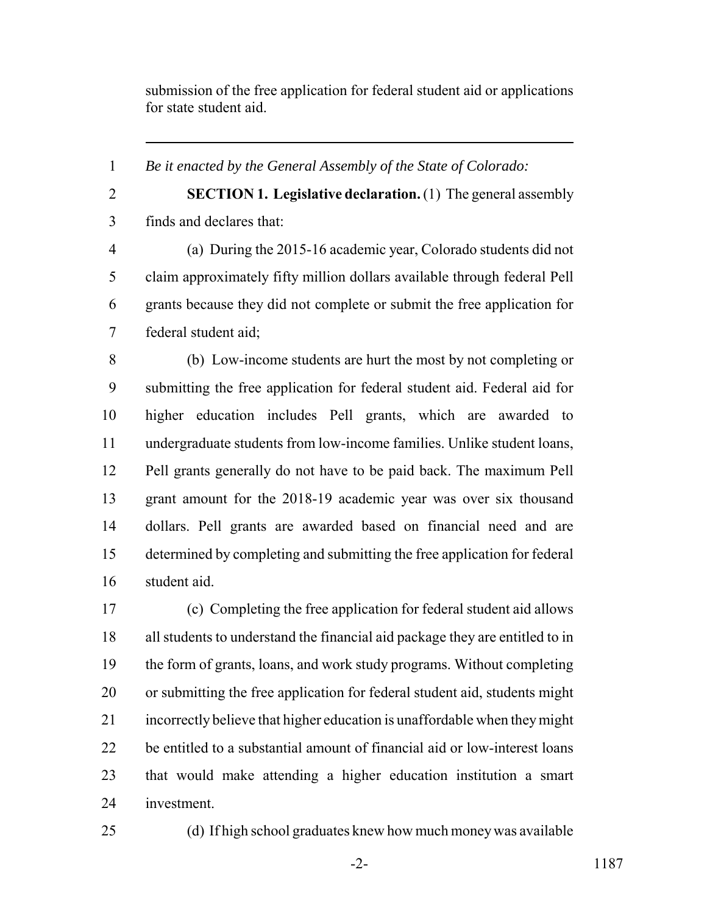submission of the free application for federal student aid or applications for state student aid.

---

*Be it enacted by the General Assembly of the State of Colorado:*

**SECTION 1. Legislative declaration.** (1) The general assembly finds and declares that:

(a) During the 2015-16 academic year, Colorado students did not claim approximately fifty million dollars available through federal Pell grants because they did not complete or submit the free application for federal student aid;

(b) Low-income students are hurt the most by not completing or submitting the free application for federal student aid. Federal aid for higher education includes Pell grants, which are awarded to undergraduate students from low-income families. Unlike student loans, Pell grants generally do not have to be paid back. The maximum Pell grant amount for the 2018-19 academic year was over six thousand dollars. Pell grants are awarded based on financial need and are determined by completing and submitting the free application for federal student aid.

(c) Completing the free application for federal student aid allows all students to understand the financial aid package they are entitled to in the form of grants, loans, and work study programs. Without completing or submitting the free application for federal student aid, students might incorrectly believe that higher education is unaffordable when they might be entitled to a substantial amount of financial aid or low-interest loans that would make attending a higher education institution a smart investment.

(d) If high school graduates knew how much money was available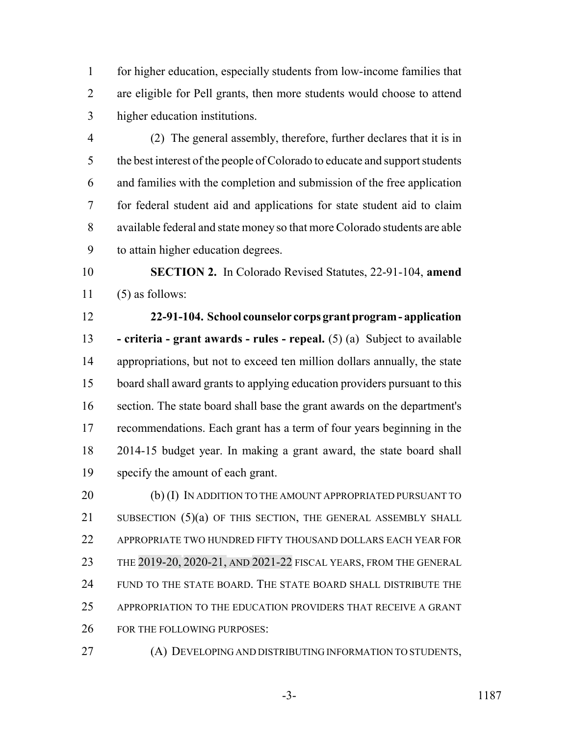for higher education, especially students from low-income families that are eligible for Pell grants, then more students would choose to attend higher education institutions.

(2) The general assembly, therefore, further declares that it is in the best interest of the people of Colorado to educate and support students and families with the completion and submission of the free application for federal student aid and applications for state student aid to claim available federal and state money so that more Colorado students are able to attain higher education degrees.

**SECTION 2.** In Colorado Revised Statutes, 22-91-104, **amend** (5) as follows:

**22-91-104. School counselor corps grant program - application - criteria - grant awards - rules - repeal.** (5) (a) Subject to available appropriations, but not to exceed ten million dollars annually, the state board shall award grants to applying education providers pursuant to this section. The state board shall base the grant awards on the department's recommendations. Each grant has a term of four years beginning in the 2014-15 budget year. In making a grant award, the state board shall specify the amount of each grant.

(b) (I) IN ADDITION TO THE AMOUNT APPROPRIATED PURSUANT TO SUBSECTION (5)(a) OF THIS SECTION, THE GENERAL ASSEMBLY SHALL APPROPRIATE TWO HUNDRED FIFTY THOUSAND DOLLARS EACH YEAR FOR THE 2019-20, 2020-21, AND 2021-22 FISCAL YEARS, FROM THE GENERAL FUND TO THE STATE BOARD. THE STATE BOARD SHALL DISTRIBUTE THE APPROPRIATION TO THE EDUCATION PROVIDERS THAT RECEIVE A GRANT FOR THE FOLLOWING PURPOSES:

(A) DEVELOPING AND DISTRIBUTING INFORMATION TO STUDENTS,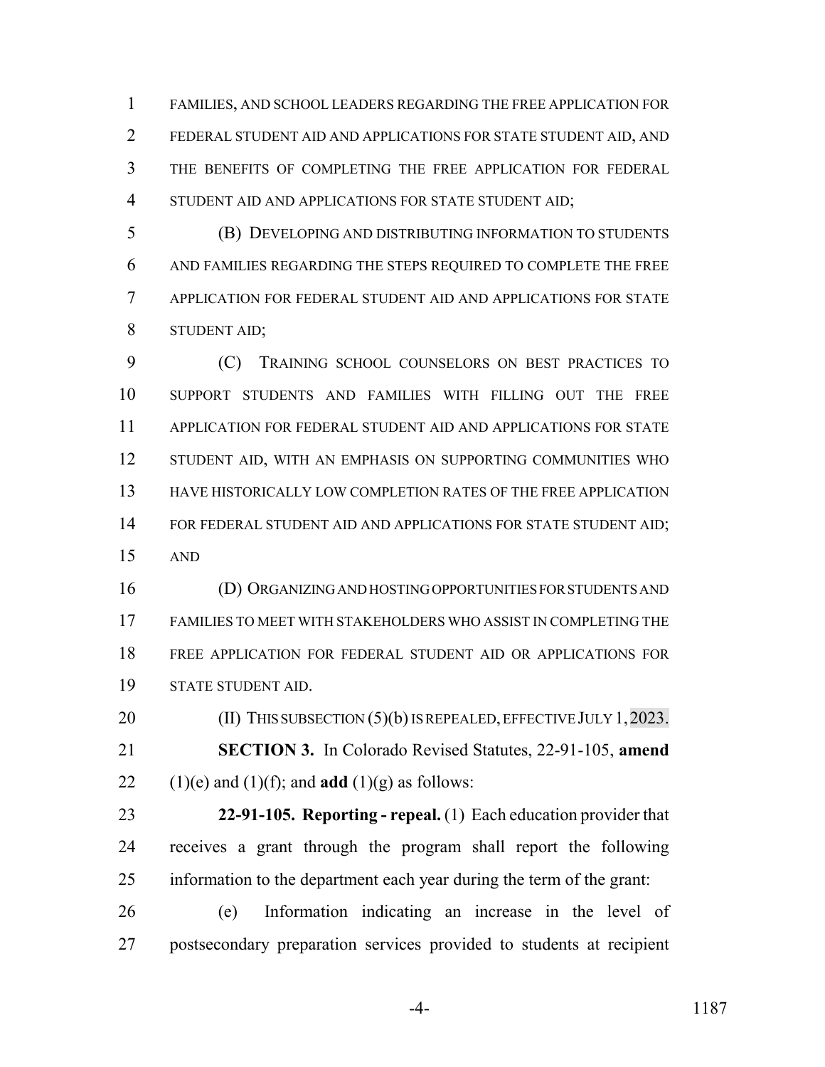FAMILIES, AND SCHOOL LEADERS REGARDING THE FREE APPLICATION FOR FEDERAL STUDENT AID AND APPLICATIONS FOR STATE STUDENT AID, AND THE BENEFITS OF COMPLETING THE FREE APPLICATION FOR FEDERAL STUDENT AID AND APPLICATIONS FOR STATE STUDENT AID;

(B) DEVELOPING AND DISTRIBUTING INFORMATION TO STUDENTS AND FAMILIES REGARDING THE STEPS REQUIRED TO COMPLETE THE FREE APPLICATION FOR FEDERAL STUDENT AID AND APPLICATIONS FOR STATE STUDENT AID;

(C) TRAINING SCHOOL COUNSELORS ON BEST PRACTICES TO SUPPORT STUDENTS AND FAMILIES WITH FILLING OUT THE FREE APPLICATION FOR FEDERAL STUDENT AID AND APPLICATIONS FOR STATE STUDENT AID, WITH AN EMPHASIS ON SUPPORTING COMMUNITIES WHO HAVE HISTORICALLY LOW COMPLETION RATES OF THE FREE APPLICATION FOR FEDERAL STUDENT AID AND APPLICATIONS FOR STATE STUDENT AID; AND

(D) ORGANIZING AND HOSTING OPPORTUNITIES FOR STUDENTS AND FAMILIES TO MEET WITH STAKEHOLDERS WHO ASSIST IN COMPLETING THE FREE APPLICATION FOR FEDERAL STUDENT AID OR APPLICATIONS FOR STATE STUDENT AID.

(II) THIS SUBSECTION (5)(b) IS REPEALED, EFFECTIVE JULY 1, 2023.

**SECTION 3.** In Colorado Revised Statutes, 22-91-105, **amend** (1)(e) and (1)(f); and **add** (1)(g) as follows:

**22-91-105. Reporting - repeal.** (1) Each education provider that receives a grant through the program shall report the following information to the department each year during the term of the grant:

(e) Information indicating an increase in the level of postsecondary preparation services provided to students at recipient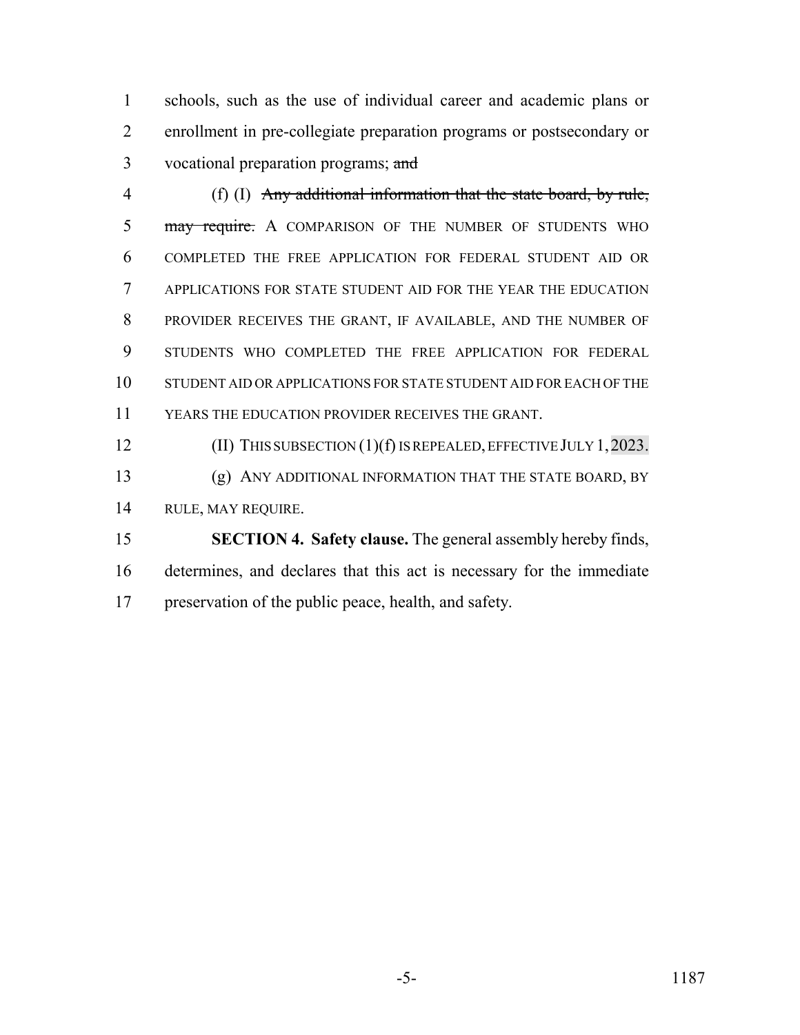schools, such as the use of individual career and academic plans or enrollment in pre-collegiate preparation programs or postsecondary or vocational preparation programs; ~~and~~

(f) (I) ~~Any additional information that the state board, by rule, may require.~~ A COMPARISON OF THE NUMBER OF STUDENTS WHO COMPLETED THE FREE APPLICATION FOR FEDERAL STUDENT AID OR APPLICATIONS FOR STATE STUDENT AID FOR THE YEAR THE EDUCATION PROVIDER RECEIVES THE GRANT, IF AVAILABLE, AND THE NUMBER OF STUDENTS WHO COMPLETED THE FREE APPLICATION FOR FEDERAL STUDENT AID OR APPLICATIONS FOR STATE STUDENT AID FOR EACH OF THE YEARS THE EDUCATION PROVIDER RECEIVES THE GRANT.

(II) THIS SUBSECTION (1)(f) IS REPEALED, EFFECTIVE JULY 1, 2023.

(g) ANY ADDITIONAL INFORMATION THAT THE STATE BOARD, BY RULE, MAY REQUIRE.

**SECTION 4. Safety clause.** The general assembly hereby finds, determines, and declares that this act is necessary for the immediate preservation of the public peace, health, and safety.